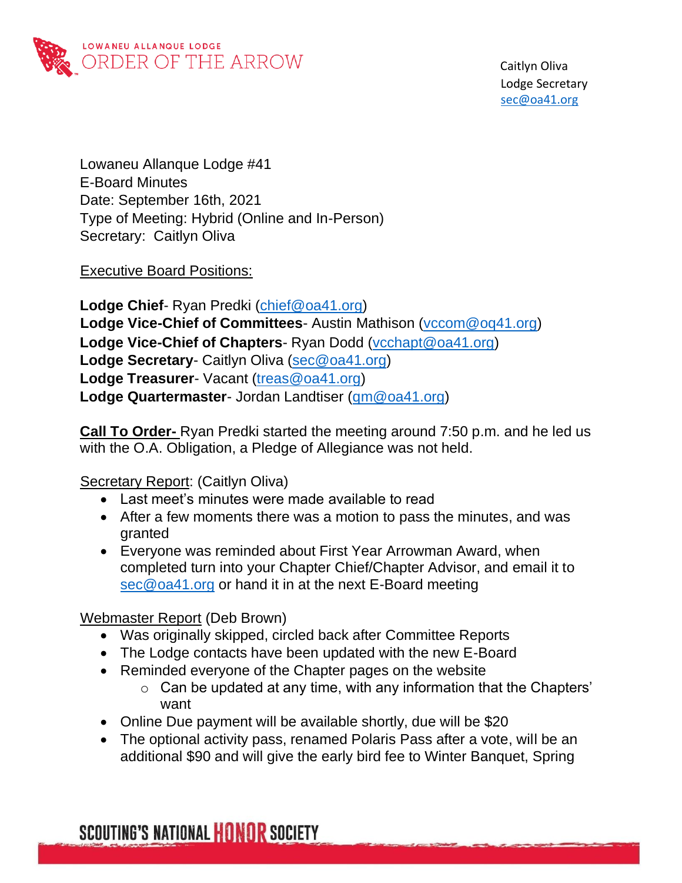LOWANEU ALLANQUE LODGE
ORDER OF THE ARROW

Caitlyn Oliva
Lodge Secretary
sec@oa41.org

Lowaneu Allanque Lodge #41
E-Board Minutes
Date: September 16th, 2021
Type of Meeting: Hybrid (Online and In-Person)
Secretary: Caitlyn Oliva

Executive Board Positions:

**Lodge Chief**- Ryan Predki (chief@oa41.org)
**Lodge Vice-Chief of Committees**- Austin Mathison (vccom@oq41.org)
**Lodge Vice-Chief of Chapters**- Ryan Dodd (vcchapt@oa41.org)
**Lodge Secretary**- Caitlyn Oliva (sec@oa41.org)
**Lodge Treasurer**- Vacant (treas@oa41.org)
**Lodge Quartermaster**- Jordan Landtiser (qm@oa41.org)

**Call To Order-** Ryan Predki started the meeting around 7:50 p.m. and he led us with the O.A. Obligation, a Pledge of Allegiance was not held.

Secretary Report: (Caitlyn Oliva)

- Last meet's minutes were made available to read
- After a few moments there was a motion to pass the minutes, and was granted
- Everyone was reminded about First Year Arrowman Award, when completed turn into your Chapter Chief/Chapter Advisor, and email it to sec@oa41.org or hand it in at the next E-Board meeting

Webmaster Report (Deb Brown)

- Was originally skipped, circled back after Committee Reports
- The Lodge contacts have been updated with the new E-Board
- Reminded everyone of the Chapter pages on the website
  - Can be updated at any time, with any information that the Chapters' want
- Online Due payment will be available shortly, due will be $20
- The optional activity pass, renamed Polaris Pass after a vote, will be an additional $90 and will give the early bird fee to Winter Banquet, Spring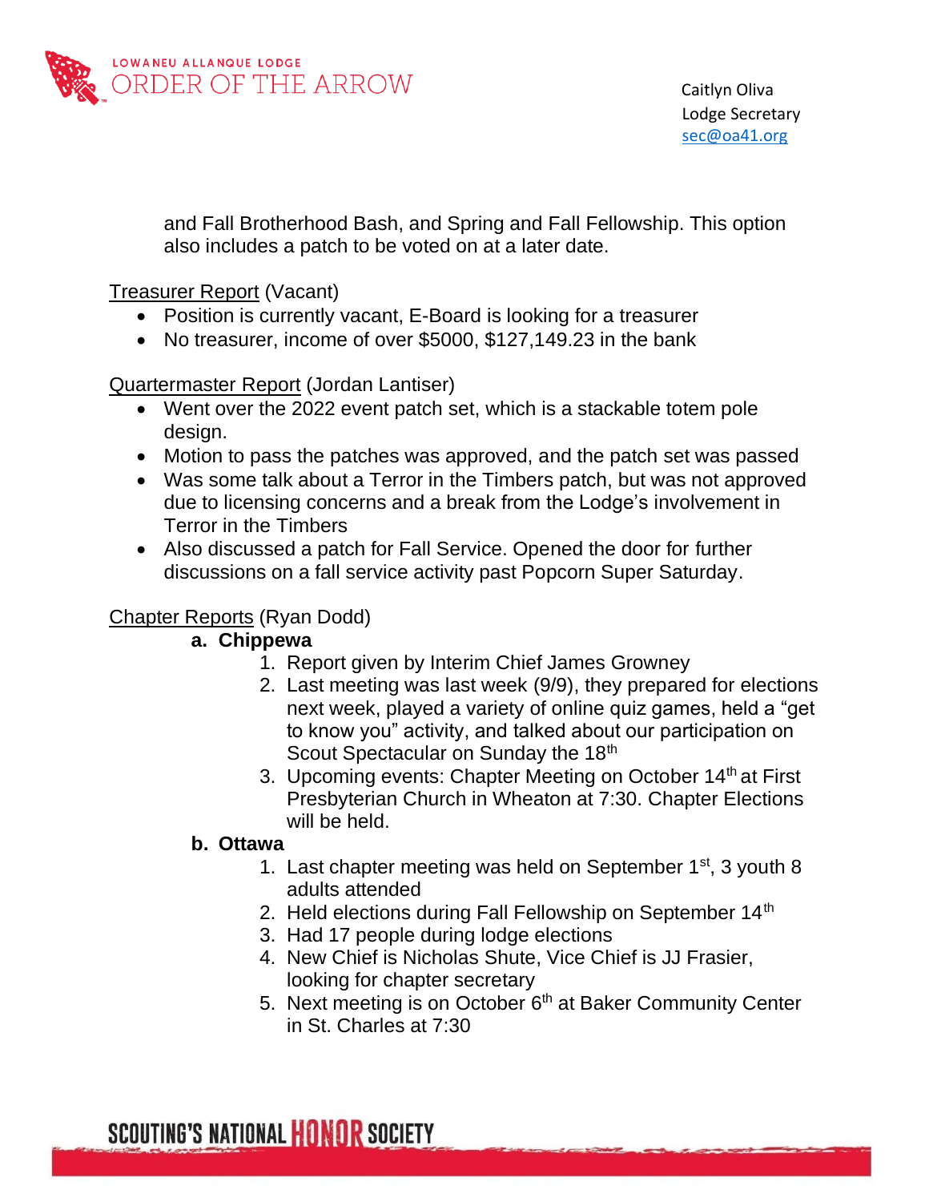and Fall Brotherhood Bash, and Spring and Fall Fellowship. This option also includes a patch to be voted on at a later date.

<u>Treasurer Report</u> (Vacant)

- Position is currently vacant, E-Board is looking for a treasurer
- No treasurer, income of over $5000, $127,149.23 in the bank

<u>Quartermaster Report</u> (Jordan Lantiser)

- Went over the 2022 event patch set, which is a stackable totem pole design.
- Motion to pass the patches was approved, and the patch set was passed
- Was some talk about a Terror in the Timbers patch, but was not approved due to licensing concerns and a break from the Lodge's involvement in Terror in the Timbers
- Also discussed a patch for Fall Service. Opened the door for further discussions on a fall service activity past Popcorn Super Saturday.

<u>Chapter Reports</u> (Ryan Dodd)

**a. Chippewa**

1. Report given by Interim Chief James Growney
2. Last meeting was last week (9/9), they prepared for elections next week, played a variety of online quiz games, held a "get to know you" activity, and talked about our participation on Scout Spectacular on Sunday the 18th
3. Upcoming events: Chapter Meeting on October 14th at First Presbyterian Church in Wheaton at 7:30. Chapter Elections will be held.

**b. Ottawa**

1. Last chapter meeting was held on September 1st, 3 youth 8 adults attended
2. Held elections during Fall Fellowship on September 14th
3. Had 17 people during lodge elections
4. New Chief is Nicholas Shute, Vice Chief is JJ Frasier, looking for chapter secretary
5. Next meeting is on October 6th at Baker Community Center in St. Charles at 7:30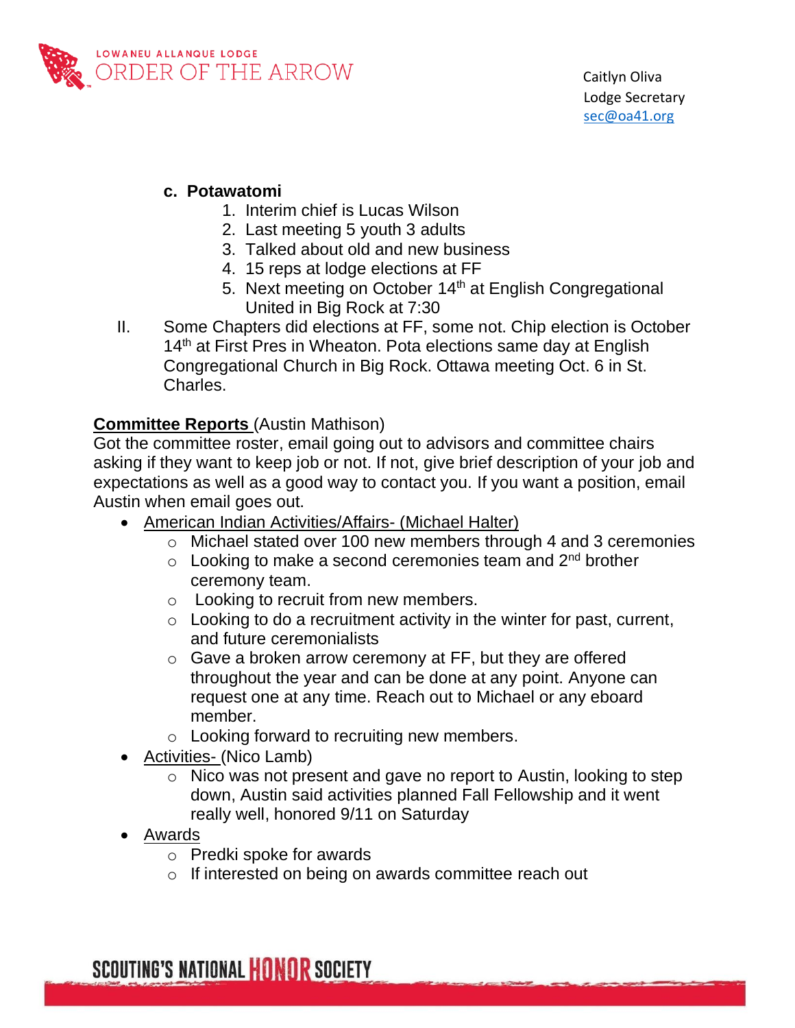c. **Potawatomi**
   1. Interim chief is Lucas Wilson
   2. Last meeting 5 youth 3 adults
   3. Talked about old and new business
   4. 15 reps at lodge elections at FF
   5. Next meeting on October 14th at English Congregational United in Big Rock at 7:30

II. Some Chapters did elections at FF, some not. Chip election is October 14th at First Pres in Wheaton. Pota elections same day at English Congregational Church in Big Rock. Ottawa meeting Oct. 6 in St. Charles.

**Committee Reports** (Austin Mathison)

Got the committee roster, email going out to advisors and committee chairs asking if they want to keep job or not. If not, give brief description of your job and expectations as well as a good way to contact you. If you want a position, email Austin when email goes out.

- American Indian Activities/Affairs- (Michael Halter)
  - Michael stated over 100 new members through 4 and 3 ceremonies
  - Looking to make a second ceremonies team and 2nd brother ceremony team.
  - Looking to recruit from new members.
  - Looking to do a recruitment activity in the winter for past, current, and future ceremonialists
  - Gave a broken arrow ceremony at FF, but they are offered throughout the year and can be done at any point. Anyone can request one at any time. Reach out to Michael or any eboard member.
  - Looking forward to recruiting new members.
- Activities- (Nico Lamb)
  - Nico was not present and gave no report to Austin, looking to step down, Austin said activities planned Fall Fellowship and it went really well, honored 9/11 on Saturday
- Awards
  - Predki spoke for awards
  - If interested on being on awards committee reach out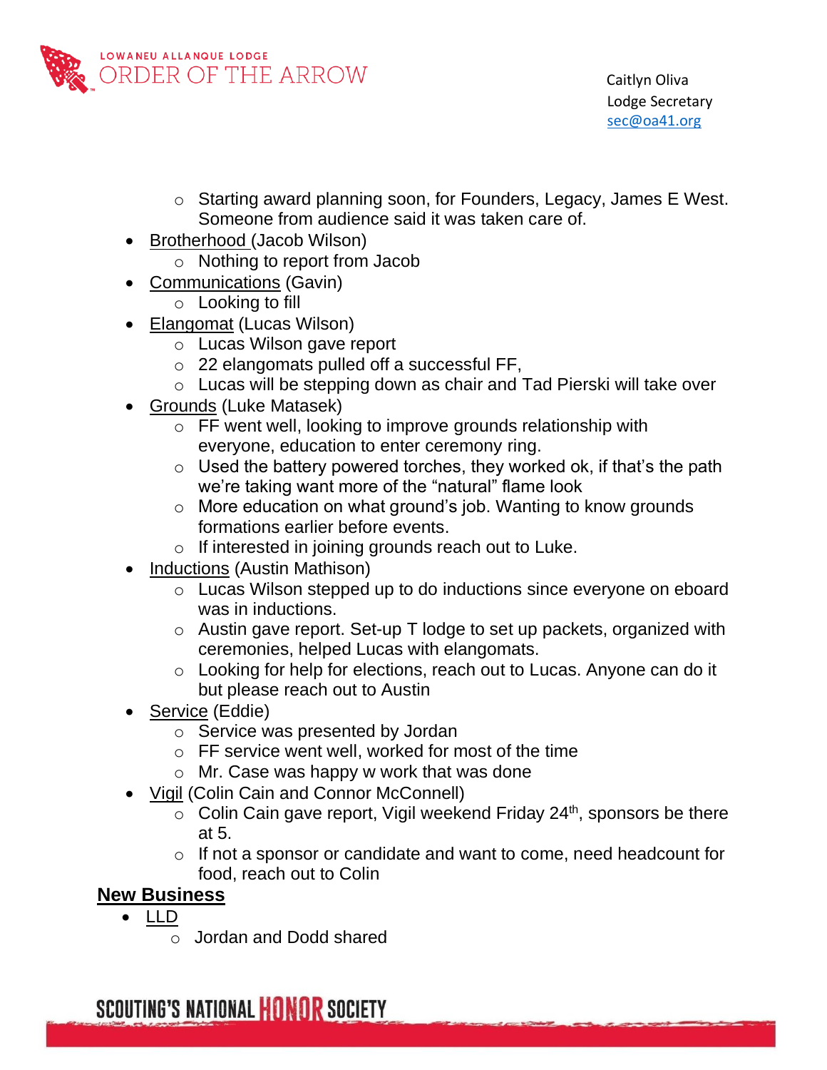- Starting award planning soon, for Founders, Legacy, James E West. Someone from audience said it was taken care of.

- Brotherhood (Jacob Wilson)
  - Nothing to report from Jacob
- Communications (Gavin)
  - Looking to fill
- Elangomat (Lucas Wilson)
  - Lucas Wilson gave report
  - 22 elangomats pulled off a successful FF,
  - Lucas will be stepping down as chair and Tad Pierski will take over
- Grounds (Luke Matasek)
  - FF went well, looking to improve grounds relationship with everyone, education to enter ceremony ring.
  - Used the battery powered torches, they worked ok, if that's the path we're taking want more of the "natural" flame look
  - More education on what ground's job. Wanting to know grounds formations earlier before events.
  - If interested in joining grounds reach out to Luke.
- Inductions (Austin Mathison)
  - Lucas Wilson stepped up to do inductions since everyone on eboard was in inductions.
  - Austin gave report. Set-up T lodge to set up packets, organized with ceremonies, helped Lucas with elangomats.
  - Looking for help for elections, reach out to Lucas. Anyone can do it but please reach out to Austin
- Service (Eddie)
  - Service was presented by Jordan
  - FF service went well, worked for most of the time
  - Mr. Case was happy w work that was done
- Vigil (Colin Cain and Connor McConnell)
  - Colin Cain gave report, Vigil weekend Friday 24th, sponsors be there at 5.
  - If not a sponsor or candidate and want to come, need headcount for food, reach out to Colin

**New Business**

- LLD
  - Jordan and Dodd shared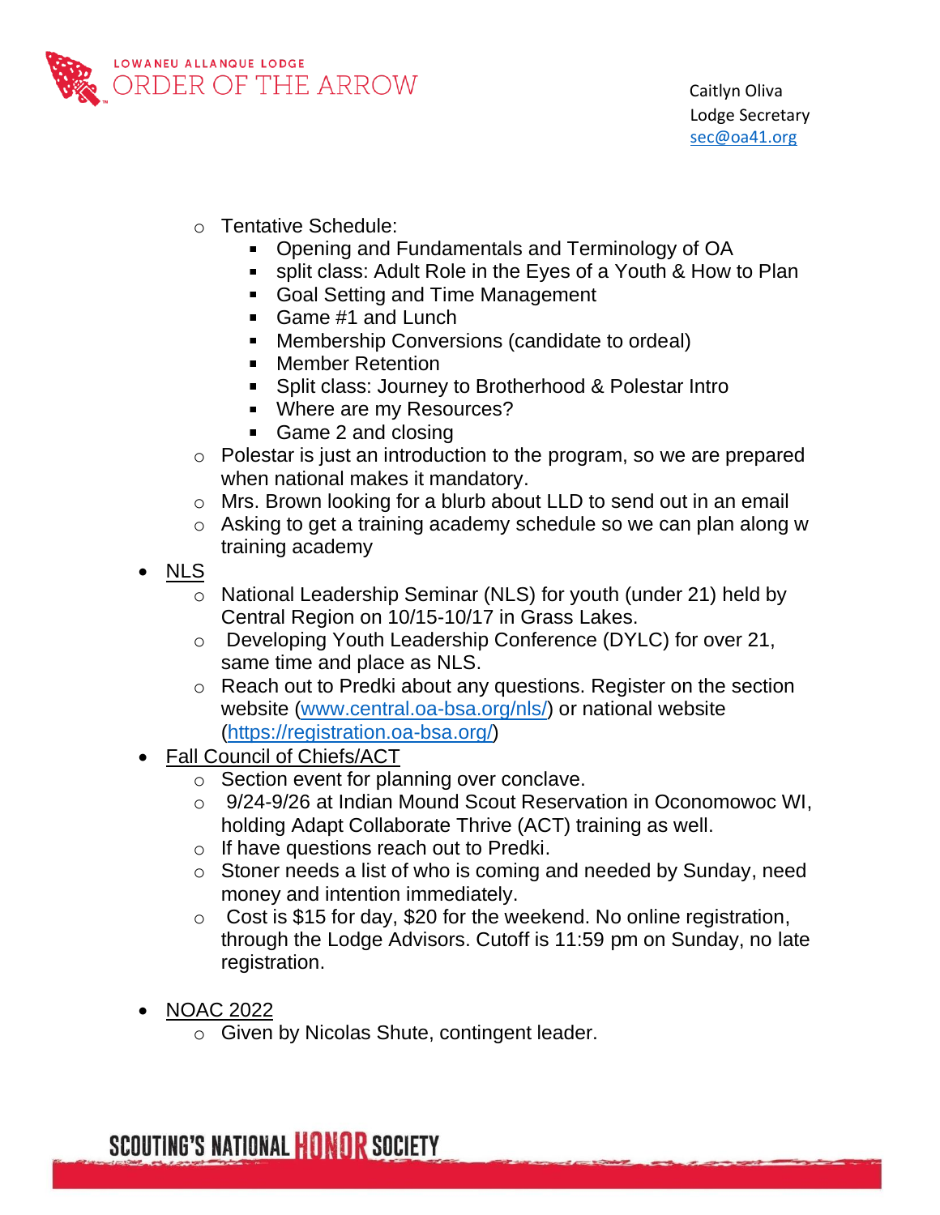- Tentative Schedule:
  - Opening and Fundamentals and Terminology of OA
  - split class: Adult Role in the Eyes of a Youth & How to Plan
  - Goal Setting and Time Management
  - Game #1 and Lunch
  - Membership Conversions (candidate to ordeal)
  - Member Retention
  - Split class: Journey to Brotherhood & Polestar Intro
  - Where are my Resources?
  - Game 2 and closing
- Polestar is just an introduction to the program, so we are prepared when national makes it mandatory.
- Mrs. Brown looking for a blurb about LLD to send out in an email
- Asking to get a training academy schedule so we can plan along w training academy

- <u>NLS</u>
  - National Leadership Seminar (NLS) for youth (under 21) held by Central Region on 10/15-10/17 in Grass Lakes.
  - Developing Youth Leadership Conference (DYLC) for over 21, same time and place as NLS.
  - Reach out to Predki about any questions. Register on the section website (www.central.oa-bsa.org/nls/) or national website (https://registration.oa-bsa.org/)
- <u>Fall Council of Chiefs/ACT</u>
  - Section event for planning over conclave.
  - 9/24-9/26 at Indian Mound Scout Reservation in Oconomowoc WI, holding Adapt Collaborate Thrive (ACT) training as well.
  - If have questions reach out to Predki.
  - Stoner needs a list of who is coming and needed by Sunday, need money and intention immediately.
  - Cost is $15 for day, $20 for the weekend. No online registration, through the Lodge Advisors. Cutoff is 11:59 pm on Sunday, no late registration.

- <u>NOAC 2022</u>
  - Given by Nicolas Shute, contingent leader.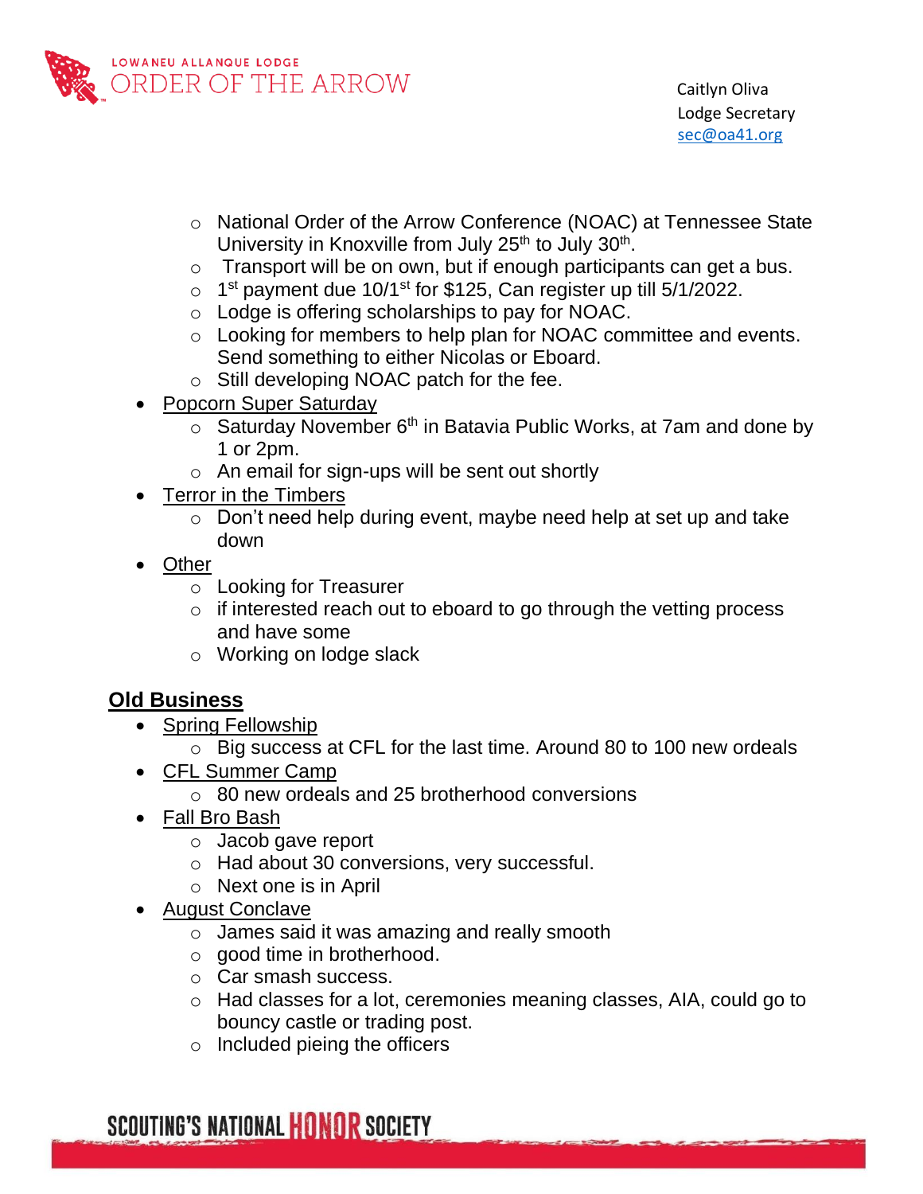- National Order of the Arrow Conference (NOAC) at Tennessee State University in Knoxville from July 25th to July 30th.
- Transport will be on own, but if enough participants can get a bus.
- 1st payment due 10/1st for $125, Can register up till 5/1/2022.
- Lodge is offering scholarships to pay for NOAC.
- Looking for members to help plan for NOAC committee and events. Send something to either Nicolas or Eboard.
- Still developing NOAC patch for the fee.

- Popcorn Super Saturday
  - Saturday November 6th in Batavia Public Works, at 7am and done by 1 or 2pm.
  - An email for sign-ups will be sent out shortly
- Terror in the Timbers
  - Don't need help during event, maybe need help at set up and take down
- Other
  - Looking for Treasurer
  - if interested reach out to eboard to go through the vetting process and have some
  - Working on lodge slack

## Old Business

- Spring Fellowship
  - Big success at CFL for the last time. Around 80 to 100 new ordeals
- CFL Summer Camp
  - 80 new ordeals and 25 brotherhood conversions
- Fall Bro Bash
  - Jacob gave report
  - Had about 30 conversions, very successful.
  - Next one is in April
- August Conclave
  - James said it was amazing and really smooth
  - good time in brotherhood.
  - Car smash success.
  - Had classes for a lot, ceremonies meaning classes, AIA, could go to bouncy castle or trading post.
  - Included pieing the officers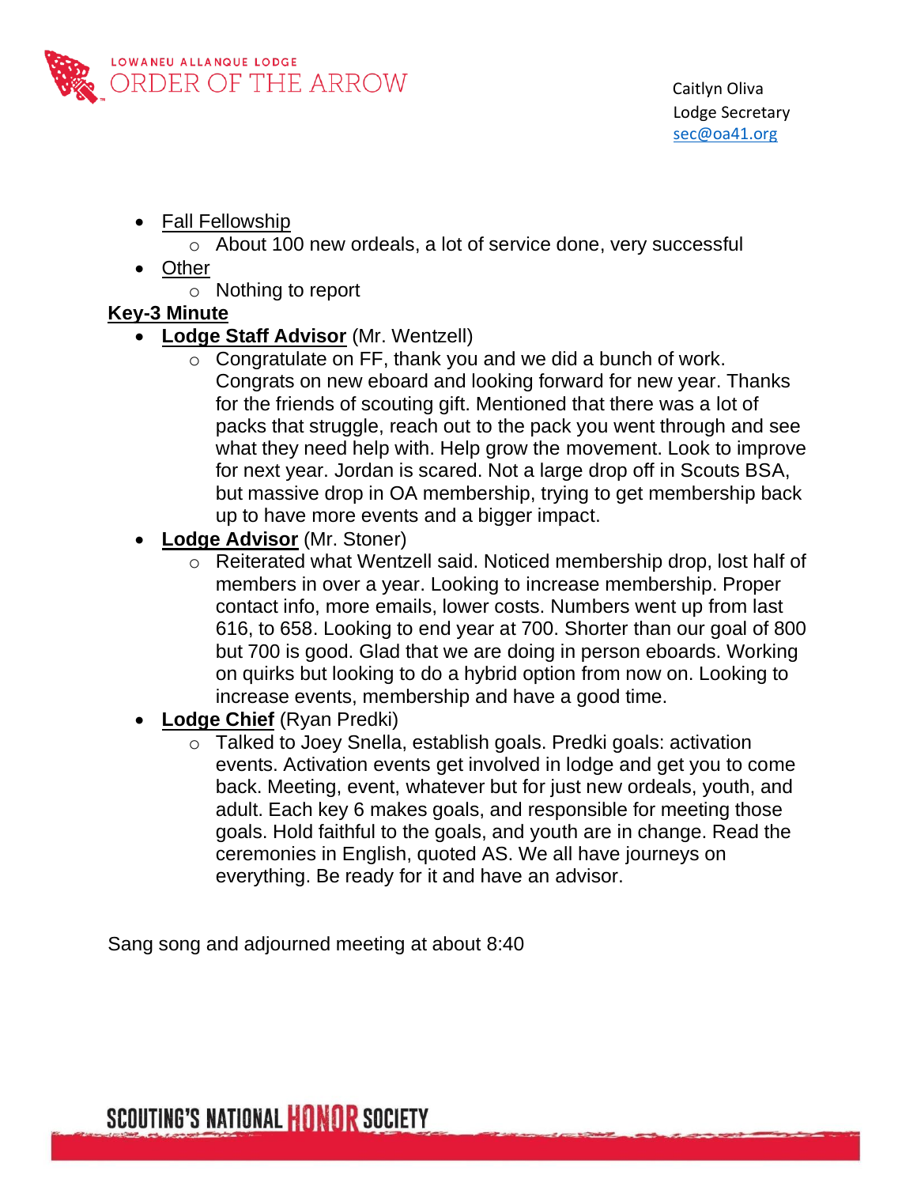- Fall Fellowship
  - About 100 new ordeals, a lot of service done, very successful
- Other
  - Nothing to report

**Key-3 Minute**

- **Lodge Staff Advisor** (Mr. Wentzell)
  - Congratulate on FF, thank you and we did a bunch of work. Congrats on new eboard and looking forward for new year. Thanks for the friends of scouting gift. Mentioned that there was a lot of packs that struggle, reach out to the pack you went through and see what they need help with. Help grow the movement. Look to improve for next year. Jordan is scared. Not a large drop off in Scouts BSA, but massive drop in OA membership, trying to get membership back up to have more events and a bigger impact.
- **Lodge Advisor** (Mr. Stoner)
  - Reiterated what Wentzell said. Noticed membership drop, lost half of members in over a year. Looking to increase membership. Proper contact info, more emails, lower costs. Numbers went up from last 616, to 658. Looking to end year at 700. Shorter than our goal of 800 but 700 is good. Glad that we are doing in person eboards. Working on quirks but looking to do a hybrid option from now on. Looking to increase events, membership and have a good time.
- **Lodge Chief** (Ryan Predki)
  - Talked to Joey Snella, establish goals. Predki goals: activation events. Activation events get involved in lodge and get you to come back. Meeting, event, whatever but for just new ordeals, youth, and adult. Each key 6 makes goals, and responsible for meeting those goals. Hold faithful to the goals, and youth are in change. Read the ceremonies in English, quoted AS. We all have journeys on everything. Be ready for it and have an advisor.

Sang song and adjourned meeting at about 8:40